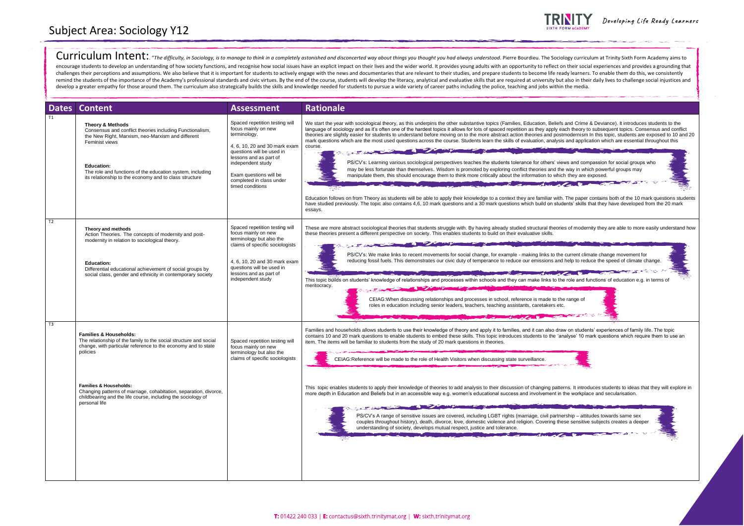# Subject Area: Sociology Y12

Developing Life Ready Learners

## Curriculum Intent:

*"The difficulty, in Sociology, is to manage to think in a completely astonished and disconcerted way about things you thought you had always understood*. Pierre Bourdieu. The Sociology curriculum at Trinity Sixth Form Academy aims to encourage students to develop an understanding of how society functions, and recognise how social issues have an explicit impact on their lives and the wider world. It provides young adults with an opportunity to reflect on their social experiences and provides a grounding that challenges their perceptions and assumptions. We also believe that it is important for students to actively engage with the news and documentaries that are relevant to their studies, and prepare students to become life ready learners. To enable them do this, we consistently remind the students of the importance of the Academy's professional standards and civic virtues. By the end of the course, students will develop the literacy, analytical and evaluative skills that are required at university but also in their daily lives to challenge social injustices and develop a greater empathy for those around them. The curriculum also strategically builds the skills and knowledge needed for students to pursue a wide variety of career paths including the police, teaching and jobs within the media.

| Dates | Content | Assessment | Rationale |
|---|---|---|---|
| T1 | **Theory & Methods**<br>Consensus and conflict theories including Functionalism, the New Right, Marxism, neo-Marxism and different Feminist views<br><br>**Education:**<br>The role and functions of the education system, including its relationship to the economy and to class structure | Spaced repetition testing will focus mainly on new terminology.<br><br>4, 6, 10, 20 and 30 mark exam questions will be used in lessons and as part of independent study<br><br>Exam questions will be completed in class under timed conditions | We start the year with sociological theory, as this underpins the other substantive topics (Families, Education, Beliefs and Crime & Deviance). It introduces students to the language of sociology and as it's often one of the hardest topics it allows for lots of spaced repetition as they apply each theory to subsequent topics. Consensus and conflict theories are slightly easier for students to understand before moving on to the more abstract action theories and postmodernism In this topic, students are exposed to 10 and 20 mark questions which are the most used questions across the course. Students learn the skills of evaluation, analysis and application which are essential throughout this course.<br><br>PS/CV's: Learning various sociological perspectives teaches the students tolerance for others' views and compassion for social groups who may be less fortunate than themselves. Wisdom is promoted by exploring conflict theories and the way in which powerful groups may manipulate them, this should encourage them to think more critically about the information to which they are exposed.<br><br>Education follows on from Theory as students will be able to apply their knowledge to a context they are familiar with. The paper contains both of the 10 mark questions students have studied previously. The topic also contains 4,6, 10 mark questions and a 30 mark questions which build on students' skills that they have developed from the 20 mark essays. |
| T2 | **Theory and methods**<br>Action Theories. The concepts of modernity and post-modernity in relation to sociological theory.<br><br>**Education:**<br>Differential educational achievement of social groups by social class, gender and ethnicity in contemporary society | Spaced repetition testing will focus mainly on new terminology but also the claims of specific sociologists<br><br>4, 6, 10, 20 and 30 mark exam questions will be used in lessons and as part of independent study | These are more abstract sociological theories that students struggle with. By having already studied structural theories of modernity they are able to more easily understand how these theories present a different perspective on society. This enables students to build on their evaluative skills.<br><br>PS/CV's: We make links to recent movements for social change, for example - making links to the current climate change movement for reducing fossil fuels. This demonstrates our civic duty of temperance to reduce our emissions and help to reduce the speed of climate change.<br><br>This topic builds on students' knowledge of relationships and processes within schools and they can make links to the role and functions of education e.g. in terms of meritocracy.<br><br>CEIAG:When discussing relationships and processes in school, reference is made to the range of roles in education including senior leaders, teachers, teaching assistants, caretakers etc. |
| T3 | **Families & Households:**<br>The relationship of the family to the social structure and social change, with particular reference to the economy and to state policies<br><br>**Families & Households:**<br>Changing patterns of marriage, cohabitation, separation, divorce, childbearing and the life course, including the sociology of personal life | Spaced repetition testing will focus mainly on new terminology but also the claims of specific sociologists | Families and households allows students to use their knowledge of theory and apply it to families, and it can also draw on students' experiences of family life. The topic contains 10 and 20 mark questions to enable students to embed these skills. This topic introduces students to the 'analyse' 10 mark questions which require them to use an item. The items will be familiar to students from the study of 20 mark questions in theories.<br><br>CEIAG:Reference will be made to the role of Health Visitors when discussing state surveillance.<br><br>This topic enables students to apply their knowledge of theories to add analysis to their discussion of changing patterns. It introduces students to ideas that they will explore in more depth in Education and Beliefs but in an accessible way e.g. women's educational success and involvement in the workplace and secularisation.<br><br>PS/CV's A range of sensitive issues are covered, including LGBT rights (marriage, civil partnership – attitudes towards same sex couples throughout history), death, divorce, love, domestic violence and religion. Covering these sensitive subjects creates a deeper understanding of society, develops mutual respect, justice and tolerance. |

**T:** 01422 240 033 | **E:** contactus@sixth.trinitymat.org | **W:** sixth.trinitymat.org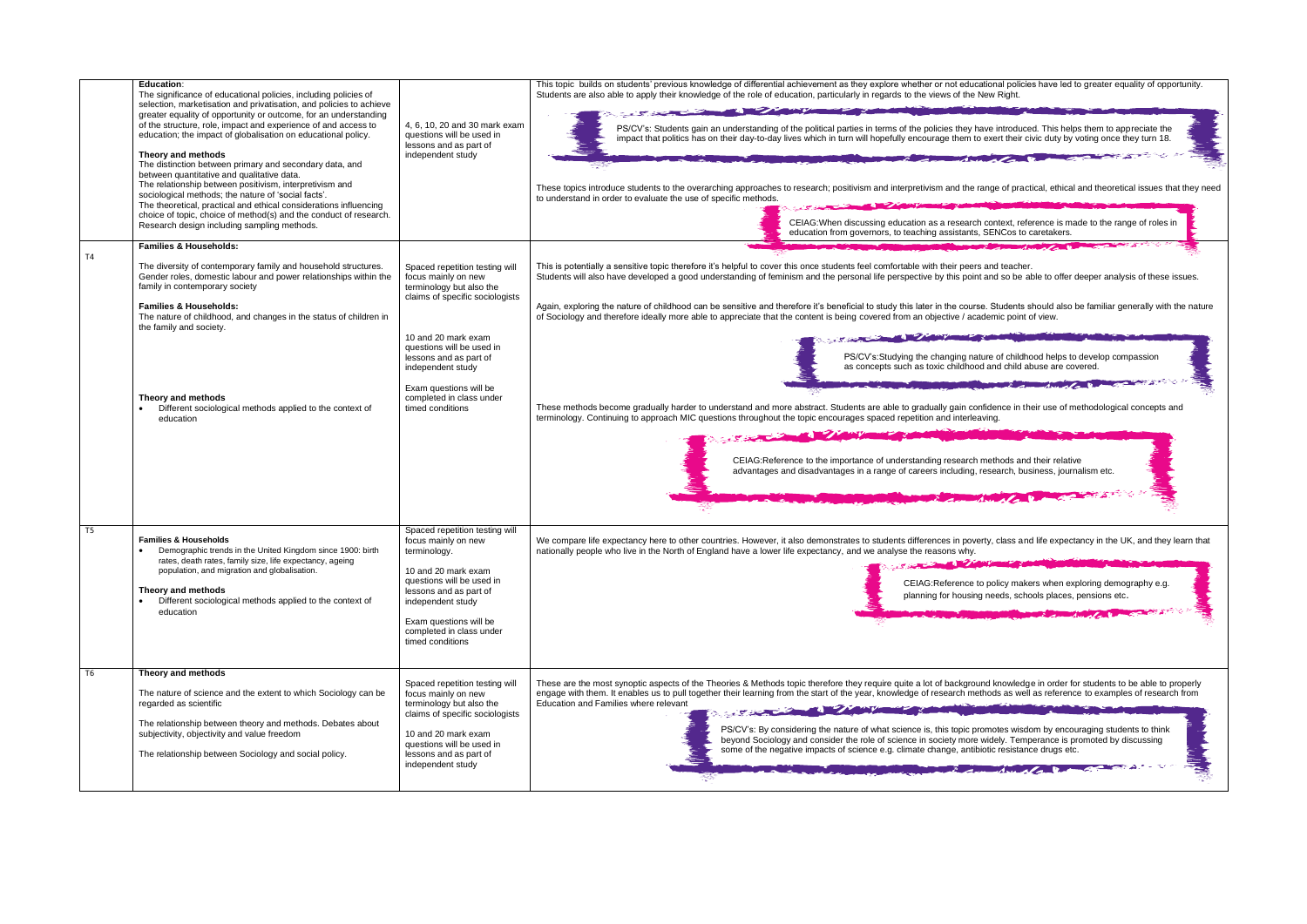| | | | |
|---|---|---|---|
| | **Education**:<br>The significance of educational policies, including policies of selection, marketisation and privatisation, and policies to achieve greater equality of opportunity or outcome, for an understanding of the structure, role, impact and experience of and access to education; the impact of globalisation on educational policy.<br><br>**Theory and methods**<br>The distinction between primary and secondary data, and between quantitative and qualitative data.<br>The relationship between positivism, interpretivism and sociological methods; the nature of 'social facts'.<br>The theoretical, practical and ethical considerations influencing choice of topic, choice of method(s) and the conduct of research.<br>Research design including sampling methods. | 4, 6, 10, 20 and 30 mark exam questions will be used in lessons and as part of independent study | This topic builds on students' previous knowledge of differential achievement as they explore whether or not educational policies have led to greater equality of opportunity. Students are also able to apply their knowledge of the role of education, particularly in regards to the views of the New Right.<br><br>PS/CV's: Students gain an understanding of the political parties in terms of the policies they have introduced. This helps them to appreciate the impact that politics has on their day-to-day lives which in turn will hopefully encourage them to exert their civic duty by voting once they turn 18.<br><br>These topics introduce students to the overarching approaches to research; positivism and interpretivism and the range of practical, ethical and theoretical issues that they need to understand in order to evaluate the use of specific methods.<br><br>CEIAG:When discussing education as a research context, reference is made to the range of roles in education from governors, to teaching assistants, SENCos to caretakers. |
| T4 | **Families & Households:**<br><br>The diversity of contemporary family and household structures. Gender roles, domestic labour and power relationships within the family in contemporary society<br><br>**Families & Households:**<br>The nature of childhood, and changes in the status of children in the family and society.<br><br>**Theory and methods**<br>• Different sociological methods applied to the context of education | Spaced repetition testing will focus mainly on new terminology but also the claims of specific sociologists<br><br>10 and 20 mark exam questions will be used in lessons and as part of independent study<br><br>Exam questions will be completed in class under timed conditions | This is potentially a sensitive topic therefore it's helpful to cover this once students feel comfortable with their peers and teacher.<br>Students will also have developed a good understanding of feminism and the personal life perspective by this point and so be able to offer deeper analysis of these issues.<br><br>Again, exploring the nature of childhood can be sensitive and therefore it's beneficial to study this later in the course. Students should also be familiar generally with the nature of Sociology and therefore ideally more able to appreciate that the content is being covered from an objective / academic point of view.<br><br>PS/CV's:Studying the changing nature of childhood helps to develop compassion as concepts such as toxic childhood and child abuse are covered.<br><br>These methods become gradually harder to understand and more abstract. Students are able to gradually gain confidence in their use of methodological concepts and terminology. Continuing to approach MIC questions throughout the topic encourages spaced repetition and interleaving.<br><br>CEIAG:Reference to the importance of understanding research methods and their relative advantages and disadvantages in a range of careers including, research, business, journalism etc. |
| T5 | **Families & Households**<br>• Demographic trends in the United Kingdom since 1900: birth rates, death rates, family size, life expectancy, ageing population, and migration and globalisation.<br><br>**Theory and methods**<br>• Different sociological methods applied to the context of education | Spaced repetition testing will focus mainly on new terminology.<br><br>10 and 20 mark exam questions will be used in lessons and as part of independent study<br><br>Exam questions will be completed in class under timed conditions | We compare life expectancy here to other countries. However, it also demonstrates to students differences in poverty, class and life expectancy in the UK, and they learn that nationally people who live in the North of England have a lower life expectancy, and we analyse the reasons why.<br><br>CEIAG:Reference to policy makers when exploring demography e.g. planning for housing needs, schools places, pensions etc. |
| T6 | **Theory and methods**<br><br>The nature of science and the extent to which Sociology can be regarded as scientific<br><br>The relationship between theory and methods. Debates about subjectivity, objectivity and value freedom<br><br>The relationship between Sociology and social policy. | Spaced repetition testing will focus mainly on new terminology but also the claims of specific sociologists<br><br>10 and 20 mark exam questions will be used in lessons and as part of independent study | These are the most synoptic aspects of the Theories & Methods topic therefore they require quite a lot of background knowledge in order for students to be able to properly engage with them. It enables us to pull together their learning from the start of the year, knowledge of research methods as well as reference to examples of research from Education and Families where relevant<br><br>PS/CV's: By considering the nature of what science is, this topic promotes wisdom by encouraging students to think beyond Sociology and consider the role of science in society more widely. Temperance is promoted by discussing some of the negative impacts of science e.g. climate change, antibiotic resistance drugs etc. |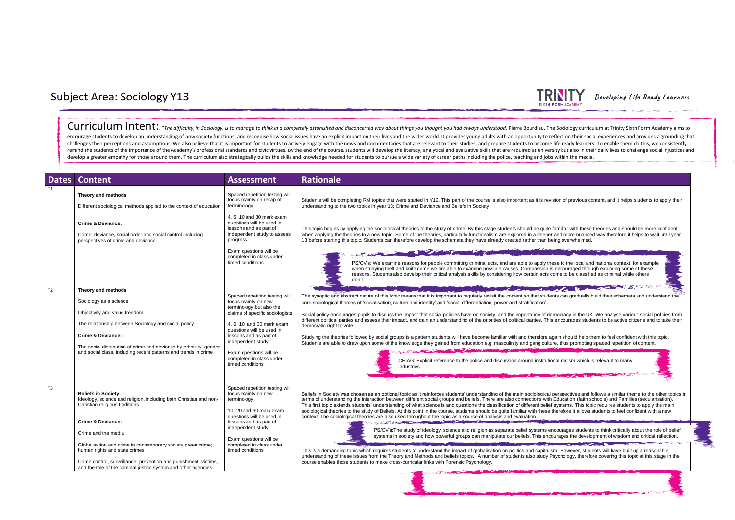# Subject Area: Sociology Y13

**TRINITY** SIXTH FORM ACADEMY *Developing Life Ready Learners*

## Curriculum Intent:

*"The difficulty, in Sociology, is to manage to think in a completely astonished and disconcerted way about things you thought you had always understood*. Pierre Bourdieu. The Sociology curriculum at Trinity Sixth Form Academy aims to encourage students to develop an understanding of how society functions, and recognise how social issues have an explicit impact on their lives and the wider world. It provides young adults with an opportunity to reflect on their social experiences and provides a grounding that challenges their perceptions and assumptions. We also believe that it is important for students to actively engage with the news and documentaries that are relevant to their studies, and prepare students to become life ready learners. To enable them do this, we consistently remind the students of the importance of the Academy's professional standards and civic virtues. By the end of the course, students will develop the literacy, analytical and evaluative skills that are required at university but also in their daily lives to challenge social injustices and develop a greater empathy for those around them. The curriculum also strategically builds the skills and knowledge needed for students to pursue a wide variety of career paths including the police, teaching and jobs within the media.

| Dates | Content | Assessment | Rationale |
|---|---|---|---|
| T1 | **Theory and methods**<br><br>Different sociological methods applied to the context of education<br><br>**Crime & Deviance:**<br><br>Crime, deviance, social order and social control including perspectives of crime and deviance | Spaced repetition testing will focus mainly on recap of terminology.<br><br>4, 6, 10 and 30 mark exam questions will be used in lessons and as part of independent study to assess progress.<br><br>Exam questions will be completed in class under timed conditions | Students will be completing RM topics that were started in Y12. This part of the course is also important as it is revision of previous content, and it helps students to apply their understanding to the two topics in year 13; Crime and Deviance and Beliefs in Society<br><br>This topic begins by applying the sociological theories to the study of crime. By this stage students should be quite familiar with these theories and should be more confident when applying the theories to a new topic. Some of the theories, particularly functionalism are explored in a deeper and more nuanced way therefore it helps to wait until year 13 before starting this topic. Students can therefore develop the schemata they have already created rather than being overwhelmed.<br><br>PS/CV's: We examine reasons for people committing criminal acts, and are able to apply these to the local and national context, for example when studying theft and knife crime we are able to examine possible causes. Compassion is encouraged through exploring some of these reasons. Students also develop their critical analysis skills by considering how certain acts come to be classified as criminal while others don't. |
| T2 | **Theory and methods**<br><br>Sociology as a science<br><br>Objectivity and value freedom<br><br>The relationship between Sociology and social policy.<br><br>**Crime & Deviance:**<br><br>The social distribution of crime and deviance by ethnicity, gender and social class, including recent patterns and trends in crime | Spaced repetition testing will focus mainly on new terminology but also the claims of specific sociologists<br><br>4, 6, 10, and 30 mark exam questions will be used in lessons and as part of independent study<br><br>Exam questions will be completed in class under timed conditions | The synoptic and abstract nature of this topic means that it is important to regularly revisit the content so that students can gradually build their schemata and understand the core sociological themes of 'socialisation, culture and identity' and 'social differentiation, power and stratification'.<br><br>Social policy encourages pupils to discuss the impact that social policies have on society, and the importance of democracy in the UK. We analyse various social policies from different political parties and assess their impact, and gain an understanding of the priorities of political parties. This encourages students to be active citizens and to take their democratic right to vote.<br><br>Studying the theories followed by social groups is a pattern students will have become familiar with and therefore again should help them to feel confident with this topic. Students are able to draw upon some of the knowledge they gained from education e.g. masculinity and gang culture, thus promoting spaced repetition of content.<br><br>CEIAG: Explicit reference to the police and discussion around institutional racism which is relevant to many industries. |
| T3 | **Beliefs in Society:**<br>Ideology, science and religion, including both Christian and non-Christian religious traditions<br><br>**Crime & Deviance:**<br><br>Crime and the media<br><br>Globalisation and crime in contemporary society green crime; human rights and state crimes<br><br>Crime control, surveillance, prevention and punishment, victims, and the role of the criminal justice system and other agencies. | Spaced repetition testing will focus mainly on new terminology.<br><br>10, 20 and 30 mark exam questions will be used in lessons and as part of independent study<br><br>Exam questions will be completed in class under timed conditions | Beliefs in Society was chosen as an optional topic as it reinforces students' understanding of the main sociological perspectives and follows a similar theme to the other topics in terms of understanding the interaction between different social groups and beliefs. There are also connections with Education (faith schools) and Families (secularisation). This first topic extends students' understanding of what science is and questions the classification of different belief systems. This topic requires students to apply the main sociological theories to the study of Beliefs. At this point in the course, students should be quite familiar with these therefore it allows students to feel confident with a new context. The sociological theories are also used throughout the topic as a source of analysis and evaluation.<br><br>PS/CV's:The study of ideology, science and religion as separate belief systems encourages students to think critically about the role of belief systems in society and how powerful groups can manipulate our beliefs. This encourages the development of wisdom and critical reflection.<br><br>This is a demanding topic which requires students to understand the impact of globalisation on politics and capitalism. However, students will have built up a reasonable understanding of these issues from the Theory and Methods and beliefs topics. A number of students also study Psychology, therefore covering this topic at this stage in the course enables those students to make cross-curricular links with Forensic Psychology. |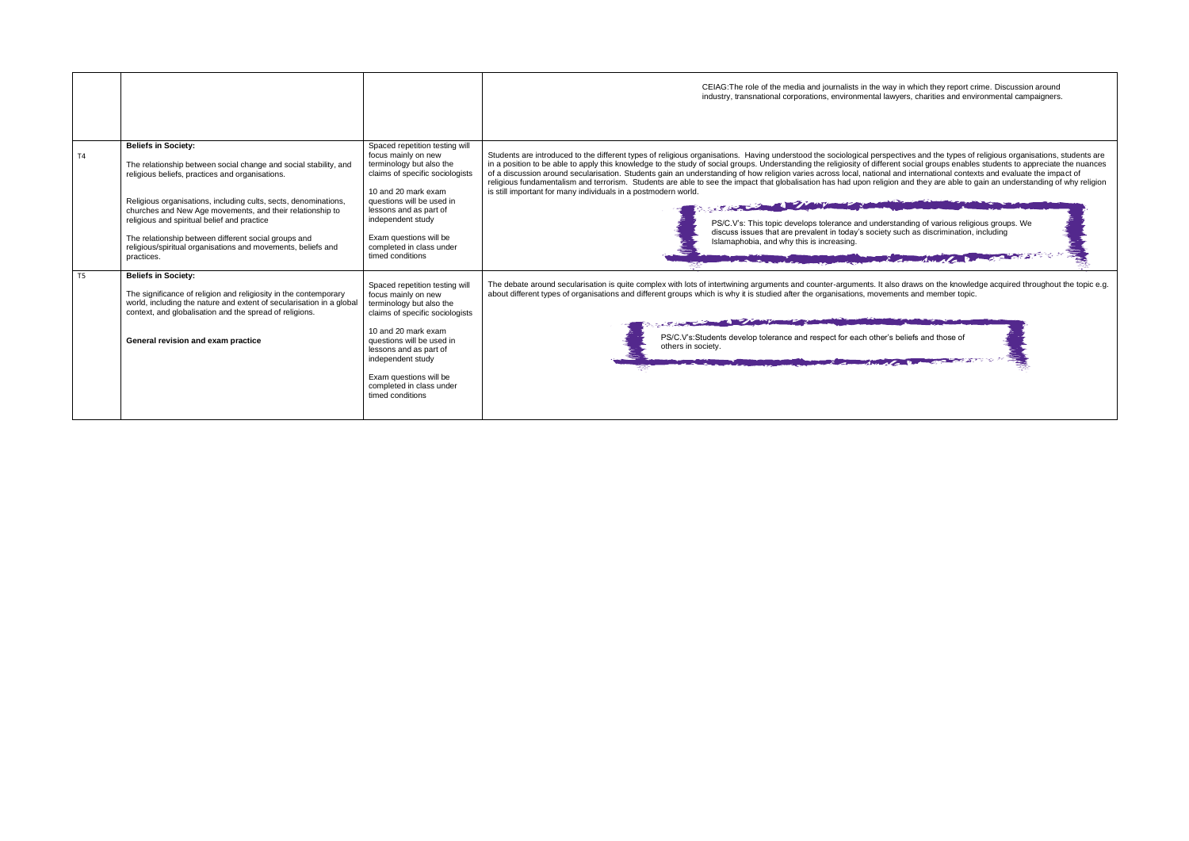| | | | |
|---|---|---|---|
| | | | CEIAG:The role of the media and journalists in the way in which they report crime. Discussion around industry, transnational corporations, environmental lawyers, charities and environmental campaigners. |
| T4 | **Beliefs in Society:**<br><br>The relationship between social change and social stability, and religious beliefs, practices and organisations.<br><br>Religious organisations, including cults, sects, denominations, churches and New Age movements, and their relationship to religious and spiritual belief and practice<br><br>The relationship between different social groups and religious/spiritual organisations and movements, beliefs and practices. | Spaced repetition testing will focus mainly on new terminology but also the claims of specific sociologists<br><br>10 and 20 mark exam questions will be used in lessons and as part of independent study<br><br>Exam questions will be completed in class under timed conditions | Students are introduced to the different types of religious organisations. Having understood the sociological perspectives and the types of religious organisations, students are in a position to be able to apply this knowledge to the study of social groups. Understanding the religiosity of different social groups enables students to appreciate the nuances of a discussion around secularisation. Students gain an understanding of how religion varies across local, national and international contexts and evaluate the impact of religious fundamentalism and terrorism. Students are able to see the impact that globalisation has had upon religion and they are able to gain an understanding of why religion is still important for many individuals in a postmodern world.<br><br>PS/C.V's: This topic develops tolerance and understanding of various religious groups. We discuss issues that are prevalent in today's society such as discrimination, including Islamaphobia, and why this is increasing. |
| T5 | **Beliefs in Society:**<br><br>The significance of religion and religiosity in the contemporary world, including the nature and extent of secularisation in a global context, and globalisation and the spread of religions.<br><br>**General revision and exam practice** | Spaced repetition testing will focus mainly on new terminology but also the claims of specific sociologists<br><br>10 and 20 mark exam questions will be used in lessons and as part of independent study<br><br>Exam questions will be completed in class under timed conditions | The debate around secularisation is quite complex with lots of intertwining arguments and counter-arguments. It also draws on the knowledge acquired throughout the topic e.g. about different types of organisations and different groups which is why it is studied after the organisations, movements and member topic.<br><br>PS/C.V's:Students develop tolerance and respect for each other's beliefs and those of others in society. |